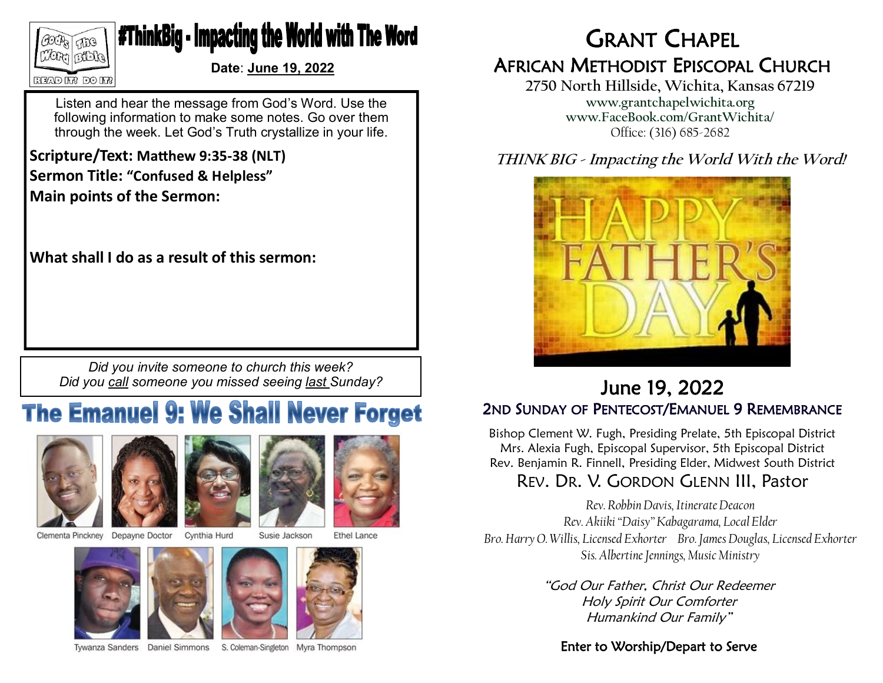# #ThinkBig - Impacting the World with The Word

**Date**: June 19, 2022

Listen and hear the message from God's Word. Use the following information to make some notes. Go over them through the week. Let God's Truth crystallize in your life.

**Scripture/Text: Matthew 9:35-38 (NLT)**

**Sermon Title: "Confused & Helpless"**

**Main points of the Sermon:**

**What shall I do as a result of this sermon:**

*Did you invite someone to church this week?*
*Did you call someone you missed seeing last Sunday?*

## The Emanuel 9: We Shall Never Forget

Clementa Pinckney, Depayne Doctor, Cynthia Hurd, Susie Jackson, Ethel Lance, Tywanza Sanders, Daniel Simmons, S. Coleman-Singleton, Myra Thompson

# Grant Chapel African Methodist Episcopal Church

**2750 North Hillside, Wichita, Kansas 67219**

www.grantchapelwichita.org
www.FaceBook.com/GrantWichita/
Office: (316) 685-2682

***THINK BIG - Impacting the World With the Word!***

## June 19, 2022

### 2nd Sunday of Pentecost/Emanuel 9 Remembrance

Bishop Clement W. Fugh, Presiding Prelate, 5th Episcopal District
Mrs. Alexia Fugh, Episcopal Supervisor, 5th Episcopal District
Rev. Benjamin R. Finnell, Presiding Elder, Midwest South District

### Rev. Dr. V. Gordon Glenn III, Pastor

*Rev. Robbin Davis, Itinerate Deacon*
*Rev. Akiiki "Daisy" Kabagarama, Local Elder*
*Bro. Harry O. Willis, Licensed Exhorter    Bro. James Douglas, Licensed Exhorter*
*Sis. Albertine Jennings, Music Ministry*

*"God Our Father, Christ Our Redeemer*
*Holy Spirit Our Comforter*
*Humankind Our Family"*

Enter to Worship/Depart to Serve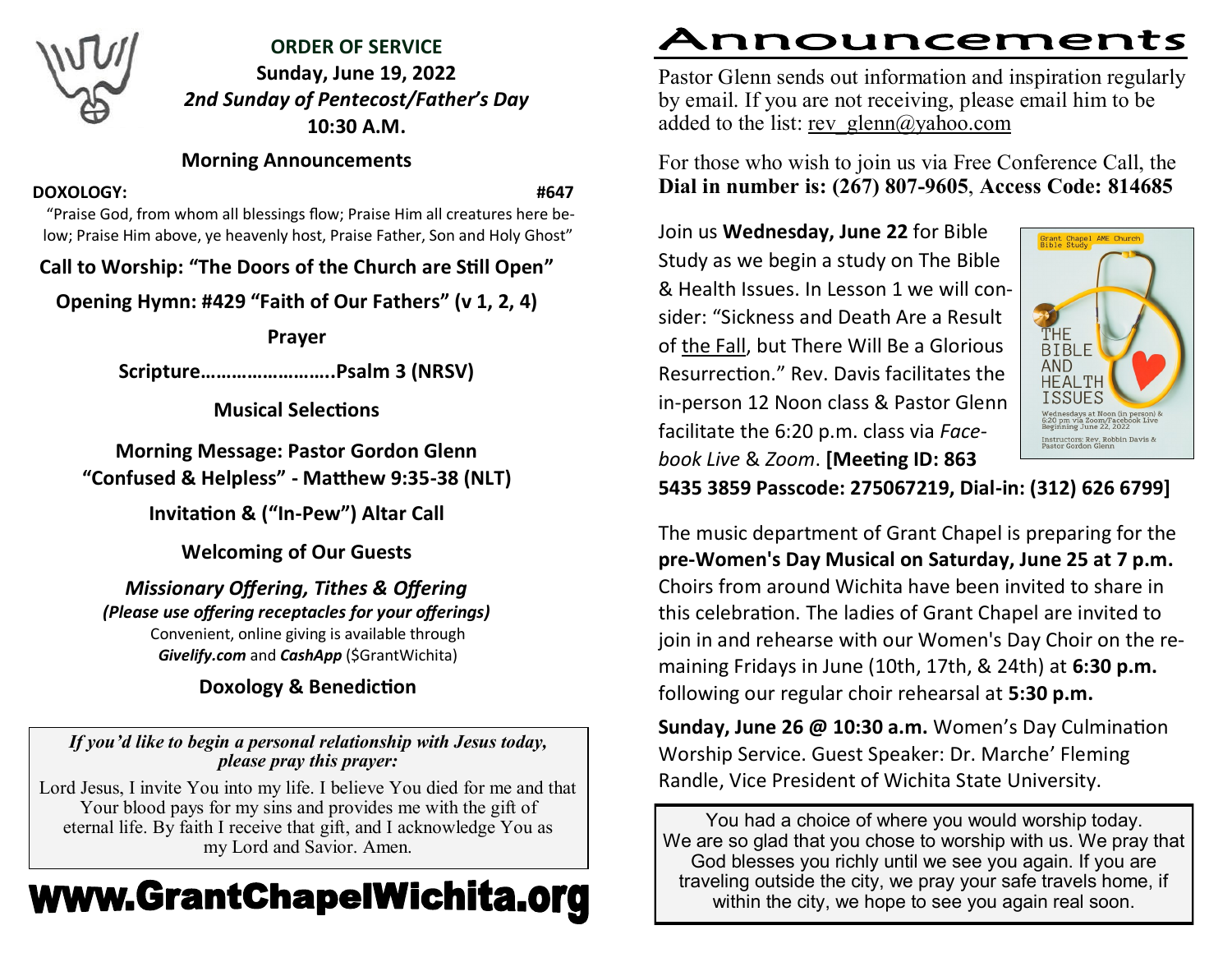**ORDER OF SERVICE**
**Sunday, June 19, 2022**
***2nd Sunday of Pentecost/Father's Day***
**10:30 A.M.**

**Morning Announcements**

**DOXOLOGY: #647**

"Praise God, from whom all blessings flow; Praise Him all creatures here below; Praise Him above, ye heavenly host, Praise Father, Son and Holy Ghost"

**Call to Worship: "The Doors of the Church are Still Open"**

**Opening Hymn: #429 "Faith of Our Fathers" (v 1, 2, 4)**

**Prayer**

**Scripture……………………..Psalm 3 (NRSV)**

**Musical Selections**

**Morning Message: Pastor Gordon Glenn**
**"Confused & Helpless" - Matthew 9:35-38 (NLT)**

**Invitation & ("In-Pew") Altar Call**

**Welcoming of Our Guests**

***Missionary Offering, Tithes & Offering***
***(Please use offering receptacles for your offerings)***
Convenient, online giving is available through ***Givelify.com*** and ***CashApp*** ($GrantWichita)

**Doxology & Benediction**

***If you'd like to begin a personal relationship with Jesus today, please pray this prayer:***

Lord Jesus, I invite You into my life. I believe You died for me and that Your blood pays for my sins and provides me with the gift of eternal life. By faith I receive that gift, and I acknowledge You as my Lord and Savior. Amen.

# www.GrantChapelWichita.org

# Announcements

Pastor Glenn sends out information and inspiration regularly by email. If you are not receiving, please email him to be added to the list: rev_glenn@yahoo.com

For those who wish to join us via Free Conference Call, the **Dial in number is: (267) 807-9605**, **Access Code: 814685**

Join us **Wednesday, June 22** for Bible Study as we begin a study on The Bible & Health Issues. In Lesson 1 we will consider: "Sickness and Death Are a Result of the Fall, but There Will Be a Glorious Resurrection." Rev. Davis facilitates the in-person 12 Noon class & Pastor Glenn facilitate the 6:20 p.m. class via *Facebook Live* & *Zoom*. **[Meeting ID: 863 5435 3859 Passcode: 275067219, Dial-in: (312) 626 6799]**

Grant Chapel AME Church Bible Study
THE BIBLE AND HEALTH ISSUES
Wednesdays at Noon (in person) & 6:20 pm via Zoom/Facebook Live Beginning June 22, 2022
Instructors: Rev. Robbin Davis & Pastor Gordon Glenn

The music department of Grant Chapel is preparing for the **pre-Women's Day Musical on Saturday, June 25 at 7 p.m.** Choirs from around Wichita have been invited to share in this celebration. The ladies of Grant Chapel are invited to join in and rehearse with our Women's Day Choir on the remaining Fridays in June (10th, 17th, & 24th) at **6:30 p.m.** following our regular choir rehearsal at **5:30 p.m.**

**Sunday, June 26 @ 10:30 a.m.** Women's Day Culmination Worship Service. Guest Speaker: Dr. Marche' Fleming Randle, Vice President of Wichita State University.

You had a choice of where you would worship today. We are so glad that you chose to worship with us. We pray that God blesses you richly until we see you again. If you are traveling outside the city, we pray your safe travels home, if within the city, we hope to see you again real soon.